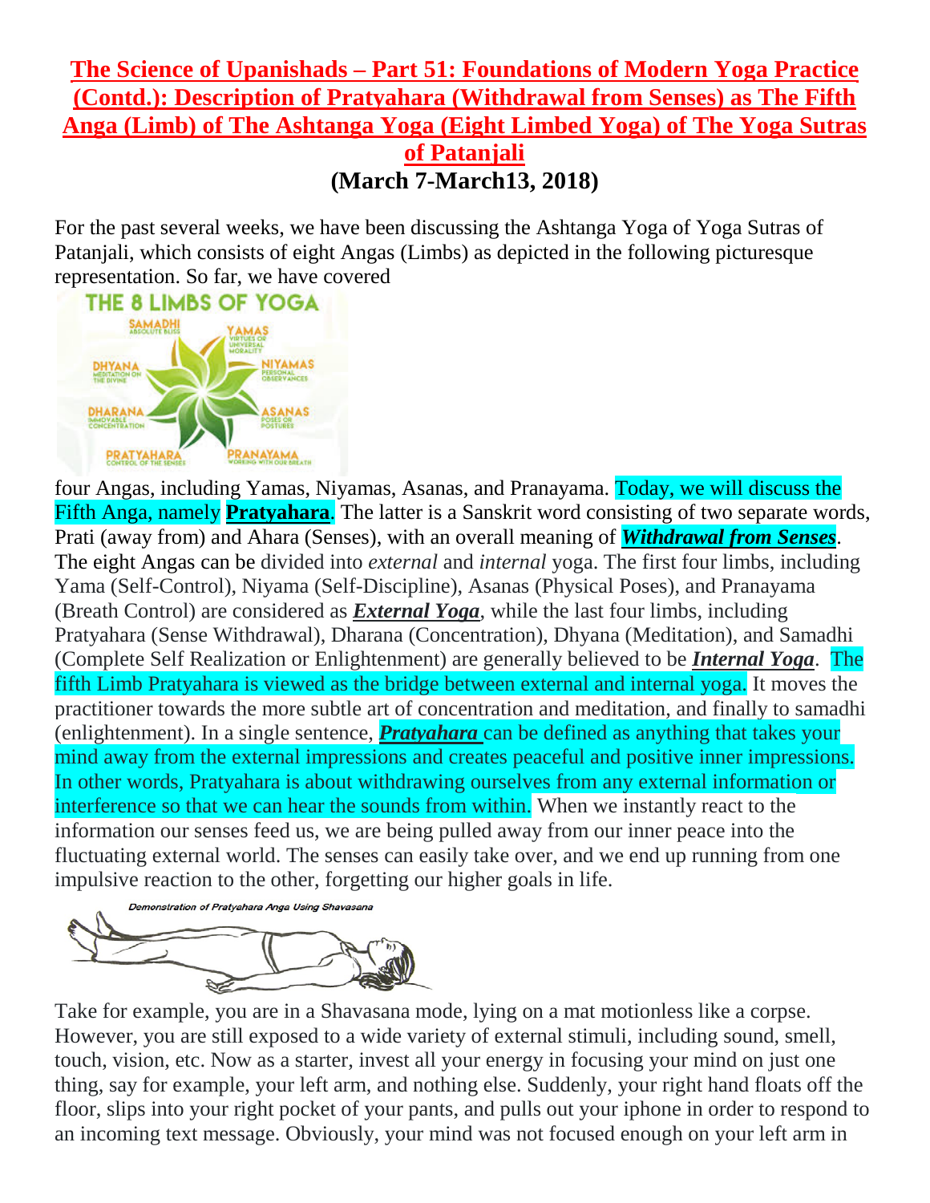# The Science of Upanishads – Part 51: Foundations of Modern Yoga Practice (Contd.): Description of Pratyahara (Withdrawal from Senses) as The Fifth Anga (Limb) of The Ashtanga Yoga (Eight Limbed Yoga) of The Yoga Sutras of Patanjali

**(March 7-March13, 2018)**

For the past several weeks, we have been discussing the Ashtanga Yoga of Yoga Sutras of Patanjali, which consists of eight Angas (Limbs) as depicted in the following picturesque representation. So far, we have covered four Angas, including Yamas, Niyamas, Asanas, and Pranayama. Today, we will discuss the Fifth Anga, namely **Pratyahara**. The latter is a Sanskrit word consisting of two separate words, Prati (away from) and Ahara (Senses), with an overall meaning of ***Withdrawal from Senses***. The eight Angas can be divided into *external* and *internal* yoga. The first four limbs, including Yama (Self-Control), Niyama (Self-Discipline), Asanas (Physical Poses), and Pranayama (Breath Control) are considered as ***External Yoga***, while the last four limbs, including Pratyahara (Sense Withdrawal), Dharana (Concentration), Dhyana (Meditation), and Samadhi (Complete Self Realization or Enlightenment) are generally believed to be ***Internal Yoga***. The fifth Limb Pratyahara is viewed as the bridge between external and internal yoga. It moves the practitioner towards the more subtle art of concentration and meditation, and finally to samadhi (enlightenment). In a single sentence, ***Pratyahara*** can be defined as anything that takes your mind away from the external impressions and creates peaceful and positive inner impressions. In other words, Pratyahara is about withdrawing ourselves from any external information or interference so that we can hear the sounds from within. When we instantly react to the information our senses feed us, we are being pulled away from our inner peace into the fluctuating external world. The senses can easily take over, and we end up running from one impulsive reaction to the other, forgetting our higher goals in life.

*Demonstration of Pratyahara Anga Using Shavasana*

Take for example, you are in a Shavasana mode, lying on a mat motionless like a corpse. However, you are still exposed to a wide variety of external stimuli, including sound, smell, touch, vision, etc. Now as a starter, invest all your energy in focusing your mind on just one thing, say for example, your left arm, and nothing else. Suddenly, your right hand floats off the floor, slips into your right pocket of your pants, and pulls out your iphone in order to respond to an incoming text message. Obviously, your mind was not focused enough on your left arm in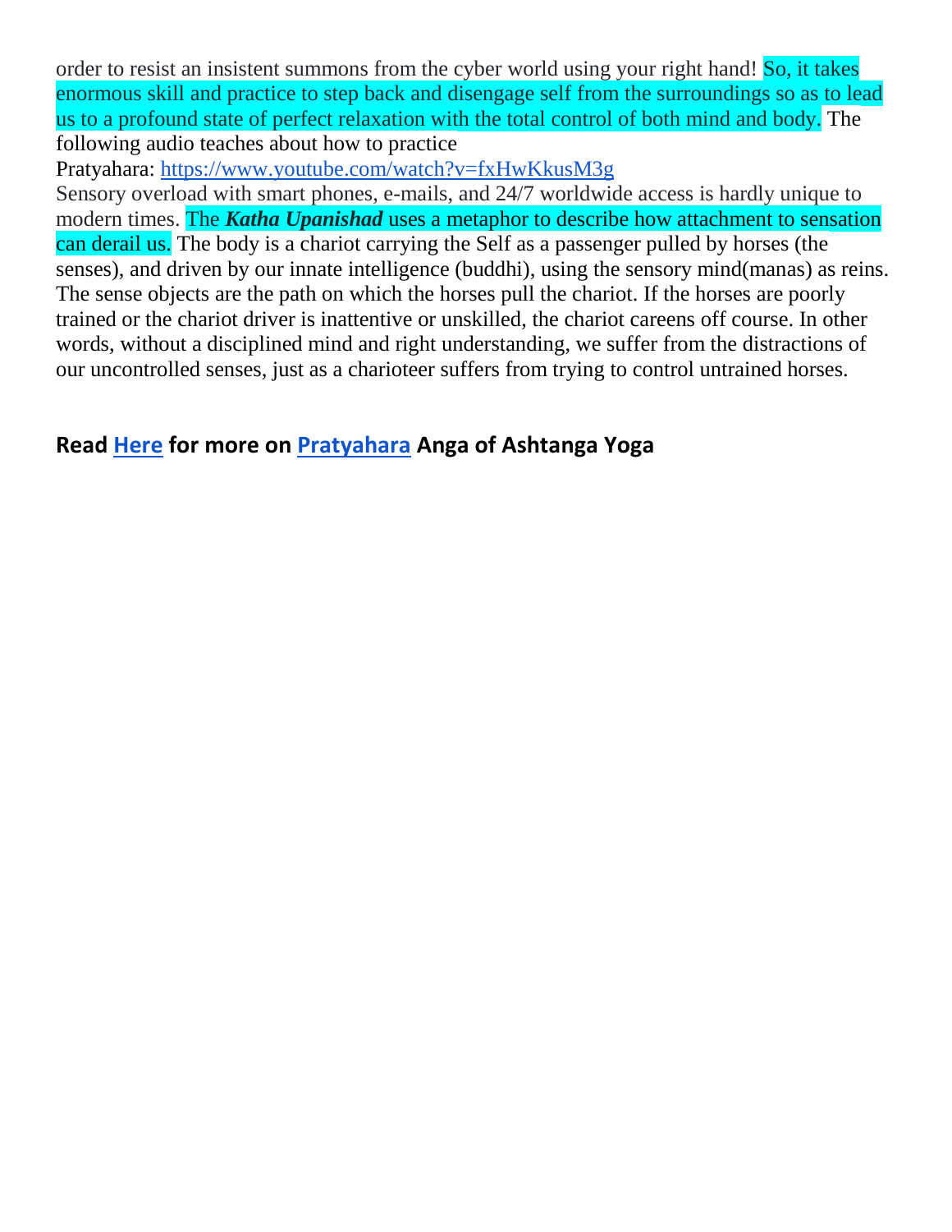order to resist an insistent summons from the cyber world using your right hand! So, it takes enormous skill and practice to step back and disengage self from the surroundings so as to lead us to a profound state of perfect relaxation with the total control of both mind and body. The following audio teaches about how to practice Pratyahara: https://www.youtube.com/watch?v=fxHwKkusM3g

Sensory overload with smart phones, e-mails, and 24/7 worldwide access is hardly unique to modern times. The ***Katha Upanishad*** uses a metaphor to describe how attachment to sensation can derail us. The body is a chariot carrying the Self as a passenger pulled by horses (the senses), and driven by our innate intelligence (buddhi), using the sensory mind(manas) as reins. The sense objects are the path on which the horses pull the chariot. If the horses are poorly trained or the chariot driver is inattentive or unskilled, the chariot careens off course. In other words, without a disciplined mind and right understanding, we suffer from the distractions of our uncontrolled senses, just as a charioteer suffers from trying to control untrained horses.

**Read Here for more on Pratyahara Anga of Ashtanga Yoga**